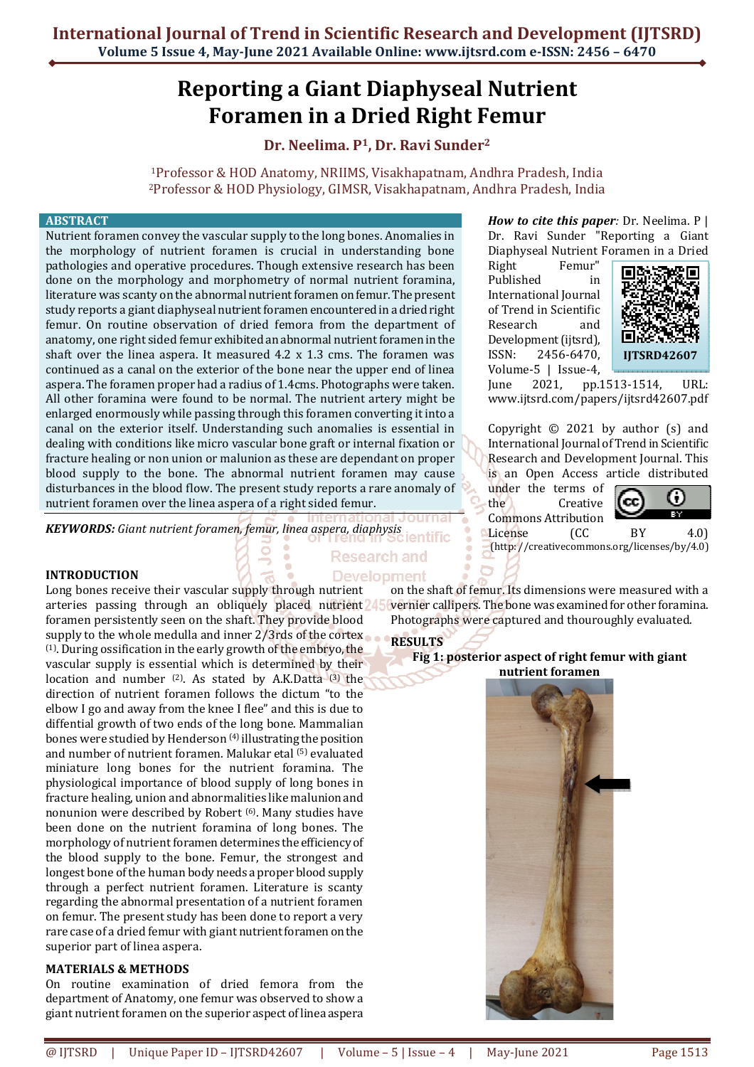# Reporting a Giant Diaphyseal Nutrient Foramen in a Dried Right Femur

**Dr. Neelima. P[1], Dr. Ravi Sunder[2]**

[1]Professor & HOD Anatomy, NRIIMS, Visakhapatnam, Andhra Pradesh, India
[2]Professor & HOD Physiology, GIMSR, Visakhapatnam, Andhra Pradesh, India

## ABSTRACT

Nutrient foramen convey the vascular supply to the long bones. Anomalies in the morphology of nutrient foramen is crucial in understanding bone pathologies and operative procedures. Though extensive research has been done on the morphology and morphometry of normal nutrient foramina, literature was scanty on the abnormal nutrient foramen on femur. The present study reports a giant diaphyseal nutrient foramen encountered in a dried right femur. On routine observation of dried femora from the department of anatomy, one right sided femur exhibited an abnormal nutrient foramen in the shaft over the linea aspera. It measured 4.2 x 1.3 cms. The foramen was continued as a canal on the exterior of the bone near the upper end of linea aspera. The foramen proper had a radius of 1.4cms. Photographs were taken. All other foramina were found to be normal. The nutrient artery might be enlarged enormously while passing through this foramen converting it into a canal on the exterior itself. Understanding such anomalies is essential in dealing with conditions like micro vascular bone graft or internal fixation or fracture healing or non union or malunion as these are dependant on proper blood supply to the bone. The abnormal nutrient foramen may cause disturbances in the blood flow. The present study reports a rare anomaly of nutrient foramen over the linea aspera of a right sided femur.

***KEYWORDS:*** *Giant nutrient foramen, femur, linea aspera, diaphysis*

***How to cite this paper:*** Dr. Neelima. P | Dr. Ravi Sunder "Reporting a Giant Diaphyseal Nutrient Foramen in a Dried Right Femur" Published in International Journal of Trend in Scientific Research and Development (ijtsrd), ISSN: 2456-6470, Volume-5 | Issue-4, June 2021, pp.1513-1514, URL: www.ijtsrd.com/papers/ijtsrd42607.pdf

IJTSRD42607

Copyright © 2021 by author (s) and International Journal of Trend in Scientific Research and Development Journal. This is an Open Access article distributed under the terms of the Creative Commons Attribution License (CC BY 4.0) (http://creativecommons.org/licenses/by/4.0)

## INTRODUCTION

Long bones receive their vascular supply through nutrient arteries passing through an obliquely placed nutrient foramen persistently seen on the shaft. They provide blood supply to the whole medulla and inner 2/3rds of the cortex [(1)]. During ossification in the early growth of the embryo, the vascular supply is essential which is determined by their location and number [(2)]. As stated by A.K.Datta [(3)] the direction of nutrient foramen follows the dictum "to the elbow I go and away from the knee I flee" and this is due to diffential growth of two ends of the long bone. Mammalian bones were studied by Henderson [(4)] illustrating the position and number of nutrient foramen. Malukar etal [(5)] evaluated miniature long bones for the nutrient foramina. The physiological importance of blood supply of long bones in fracture healing, union and abnormalities like malunion and nonunion were described by Robert [(6)]. Many studies have been done on the nutrient foramina of long bones. The morphology of nutrient foramen determines the efficiency of the blood supply to the bone. Femur, the strongest and longest bone of the human body needs a proper blood supply through a perfect nutrient foramen. Literature is scanty regarding the abnormal presentation of a nutrient foramen on femur. The present study has been done to report a very rare case of a dried femur with giant nutrient foramen on the superior part of linea aspera.

## MATERIALS & METHODS

On routine examination of dried femora from the department of Anatomy, one femur was observed to show a giant nutrient foramen on the superior aspect of linea aspera on the shaft of femur. Its dimensions were measured with a vernier callipers. The bone was examined for other foramina. Photographs were captured and thouroughly evaluated.

## RESULTS

**Fig 1: posterior aspect of right femur with giant nutrient foramen**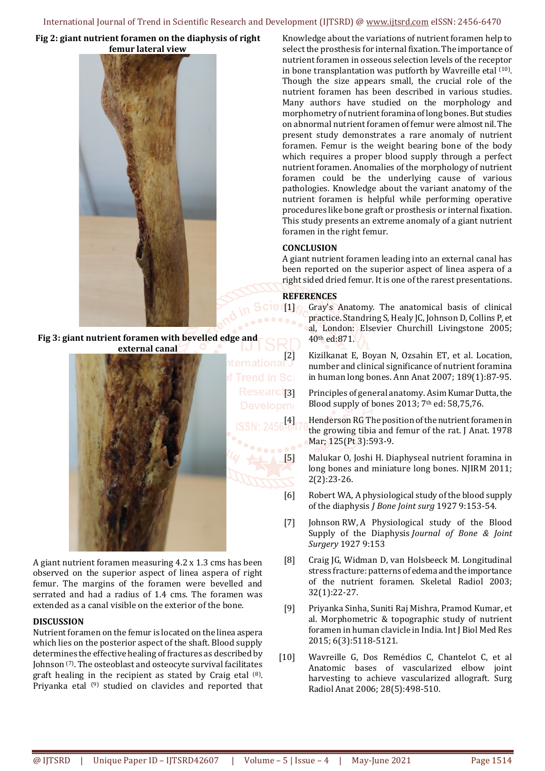**Fig 2: giant nutrient foramen on the diaphysis of right femur lateral view**

**Fig 3: giant nutrient foramen with bevelled edge and external canal**

A giant nutrient foramen measuring 4.2 x 1.3 cms has been observed on the superior aspect of linea aspera of right femur. The margins of the foramen were bevelled and serrated and had a radius of 1.4 cms. The foramen was extended as a canal visible on the exterior of the bone.

## DISCUSSION

Nutrient foramen on the femur is located on the linea aspera which lies on the posterior aspect of the shaft. Blood supply determines the effective healing of fractures as described by Johnson [7]. The osteoblast and osteocyte survival facilitates graft healing in the recipient as stated by Craig etal [8]. Priyanka etal [9] studied on clavicles and reported that Knowledge about the variations of nutrient foramen help to select the prosthesis for internal fixation. The importance of nutrient foramen in osseous selection levels of the receptor in bone transplantation was putforth by Wavreille etal [10]. Though the size appears small, the crucial role of the nutrient foramen has been described in various studies. Many authors have studied on the morphology and morphometry of nutrient foramina of long bones. But studies on abnormal nutrient foramen of femur were almost nil. The present study demonstrates a rare anomaly of nutrient foramen. Femur is the weight bearing bone of the body which requires a proper blood supply through a perfect nutrient foramen. Anomalies of the morphology of nutrient foramen could be the underlying cause of various pathologies. Knowledge about the variant anatomy of the nutrient foramen is helpful while performing operative procedures like bone graft or prosthesis or internal fixation. This study presents an extreme anomaly of a giant nutrient foramen in the right femur.

## CONCLUSION

A giant nutrient foramen leading into an external canal has been reported on the superior aspect of linea aspera of a right sided dried femur. It is one of the rarest presentations.

## REFERENCES

[1] Gray's Anatomy. The anatomical basis of clinical practice. Standring S, Healy JC, Johnson D, Collins P, et al, London: Elsevier Churchill Livingstone 2005; 40th ed:871.

[2] Kizilkanat E, Boyan N, Ozsahin ET, et al. Location, number and clinical significance of nutrient foramina in human long bones. Ann Anat 2007; 189(1):87-95.

[3] Principles of general anatomy. Asim Kumar Dutta, the Blood supply of bones 2013; 7th ed: 58,75,76.

[4] Henderson RG The position of the nutrient foramen in the growing tibia and femur of the rat. J Anat. 1978 Mar; 125(Pt 3):593-9.

[5] Malukar O, Joshi H. Diaphyseal nutrient foramina in long bones and miniature long bones. NJIRM 2011; 2(2):23-26.

[6] Robert WA, A physiological study of the blood supply of the diaphysis *J Bone Joint surg* 1927 9:153-54.

[7] Johnson RW, A Physiological study of the Blood Supply of the Diaphysis *Journal of Bone & Joint Surgery* 1927 9:153

[8] Craig JG, Widman D, van Holsbeeck M. Longitudinal stress fracture: patterns of edema and the importance of the nutrient foramen. Skeletal Radiol 2003; 32(1):22-27.

[9] Priyanka Sinha, Suniti Raj Mishra, Pramod Kumar, et al. Morphometric & topographic study of nutrient foramen in human clavicle in India. Int J Biol Med Res 2015; 6(3):5118-5121.

[10] Wavreille G, Dos Remédios C, Chantelot C, et al Anatomic bases of vascularized elbow joint harvesting to achieve vascularized allograft. Surg Radiol Anat 2006; 28(5):498-510.